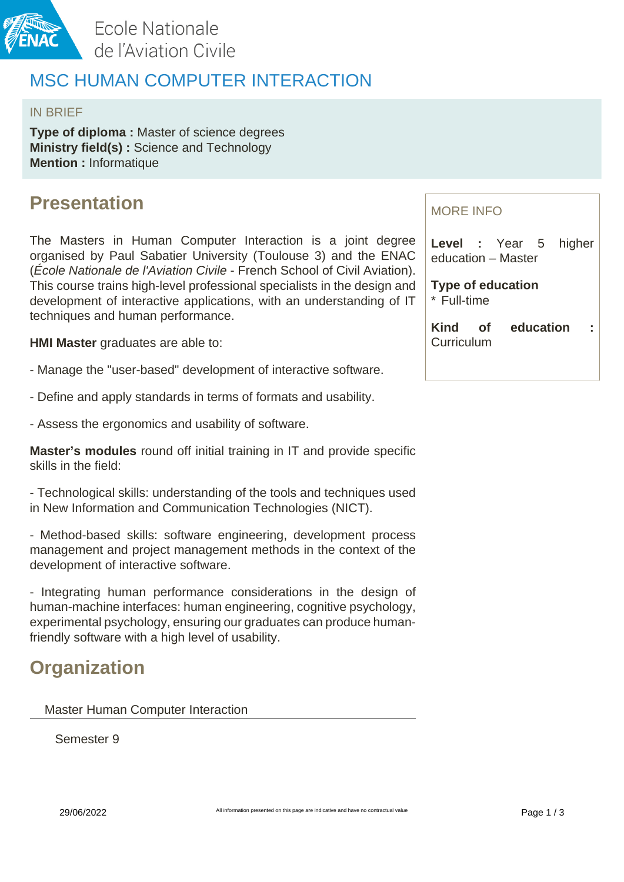Ecole Nationale de l'Aviation Civile

# MSC HUMAN COMPUTER INTERACTION

IN BRIEF

**Type of diploma :** Master of science degrees
**Ministry field(s) :** Science and Technology
**Mention :** Informatique

## Presentation

The Masters in Human Computer Interaction is a joint degree organised by Paul Sabatier University (Toulouse 3) and the ENAC (*École Nationale de l'Aviation Civile* - French School of Civil Aviation). This course trains high-level professional specialists in the design and development of interactive applications, with an understanding of IT techniques and human performance.

**HMI Master** graduates are able to:

- Manage the "user-based" development of interactive software.

- Define and apply standards in terms of formats and usability.

- Assess the ergonomics and usability of software.

**Master's modules** round off initial training in IT and provide specific skills in the field:

- Technological skills: understanding of the tools and techniques used in New Information and Communication Technologies (NICT).

- Method-based skills: software engineering, development process management and project management methods in the context of the development of interactive software.

- Integrating human performance considerations in the design of human-machine interfaces: human engineering, cognitive psychology, experimental psychology, ensuring our graduates can produce human-friendly software with a high level of usability.

## Organization

Master Human Computer Interaction

Semester 9

MORE INFO

**Level :** Year 5 higher education – Master

**Type of education**
* Full-time

**Kind of education :** Curriculum

29/06/2022

All information presented on this page are indicative and have no contractual value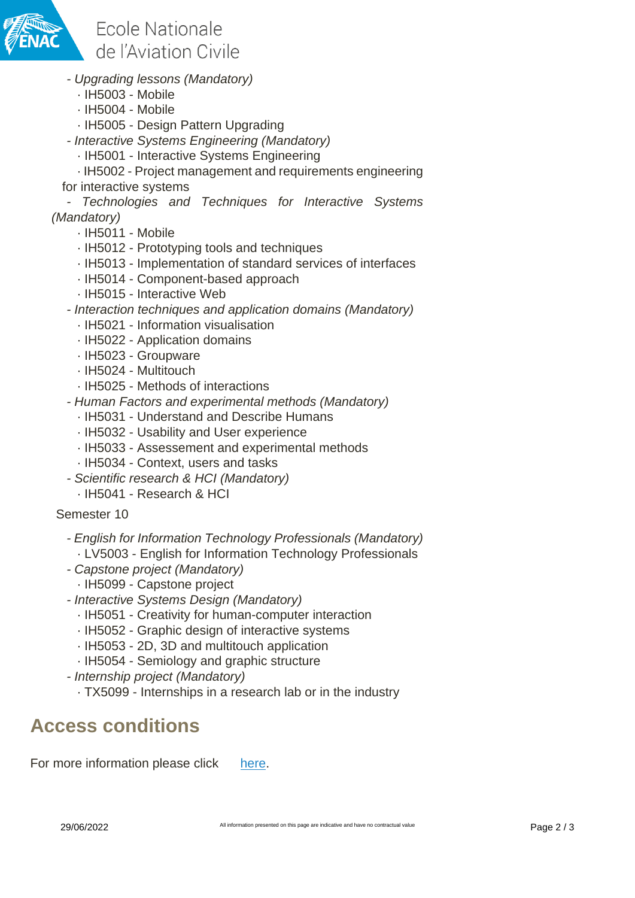- *Upgrading lessons (Mandatory)*
  - · IH5003 - Mobile
  - · IH5004 - Mobile
  - · IH5005 - Design Pattern Upgrading
- *Interactive Systems Engineering (Mandatory)*
  - · IH5001 - Interactive Systems Engineering
  - · IH5002 - Project management and requirements engineering for interactive systems
- *Technologies and Techniques for Interactive Systems (Mandatory)*
  - · IH5011 - Mobile
  - · IH5012 - Prototyping tools and techniques
  - · IH5013 - Implementation of standard services of interfaces
  - · IH5014 - Component-based approach
  - · IH5015 - Interactive Web
- *Interaction techniques and application domains (Mandatory)*
  - · IH5021 - Information visualisation
  - · IH5022 - Application domains
  - · IH5023 - Groupware
  - · IH5024 - Multitouch
  - · IH5025 - Methods of interactions
- *Human Factors and experimental methods (Mandatory)*
  - · IH5031 - Understand and Describe Humans
  - · IH5032 - Usability and User experience
  - · IH5033 - Assessement and experimental methods
  - · IH5034 - Context, users and tasks
- *Scientific research & HCI (Mandatory)*
  - · IH5041 - Research & HCI

Semester 10

- *English for Information Technology Professionals (Mandatory)*
  - · LV5003 - English for Information Technology Professionals
- *Capstone project (Mandatory)*
  - · IH5099 - Capstone project
- *Interactive Systems Design (Mandatory)*
  - · IH5051 - Creativity for human-computer interaction
  - · IH5052 - Graphic design of interactive systems
  - · IH5053 - 2D, 3D and multitouch application
  - · IH5054 - Semiology and graphic structure
- *Internship project (Mandatory)*
  - · TX5099 - Internships in a research lab or in the industry

## Access conditions

For more information please click here.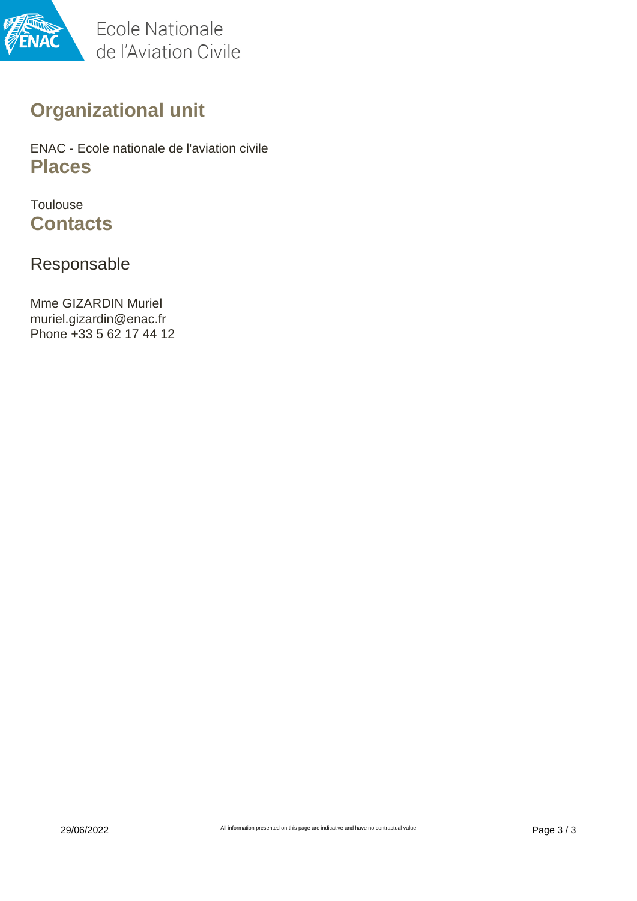## Organizational unit

ENAC - Ecole nationale de l'aviation civile

## Places

Toulouse

## Contacts

### Responsable

Mme GIZARDIN Muriel
muriel.gizardin@enac.fr
Phone +33 5 62 17 44 12